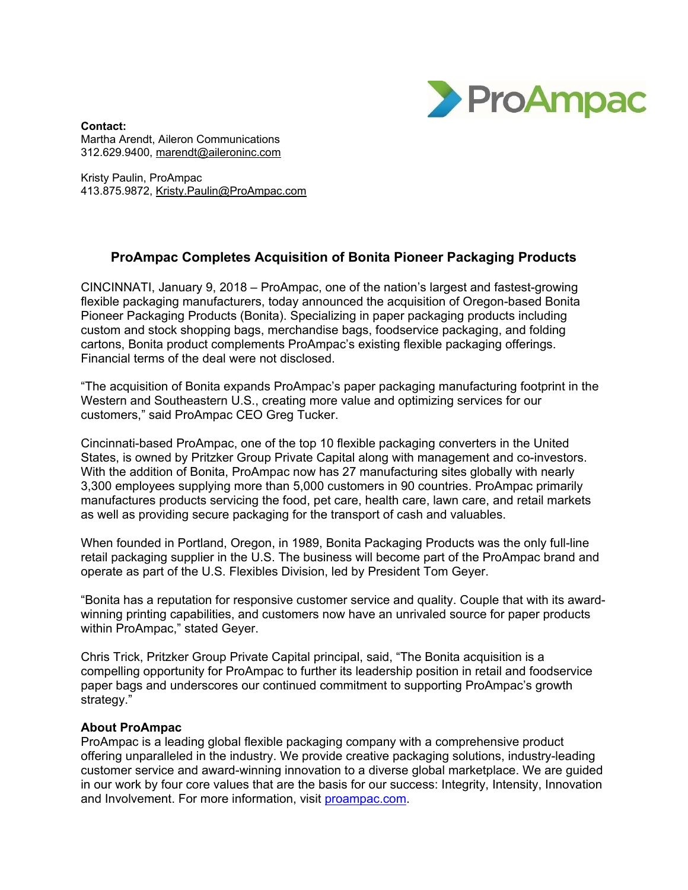**Contact:**
Martha Arendt, Aileron Communications
312.629.9400, marendt@aileroninc.com

Kristy Paulin, ProAmpac
413.875.9872, Kristy.Paulin@ProAmpac.com

## ProAmpac Completes Acquisition of Bonita Pioneer Packaging Products

CINCINNATI, January 9, 2018 – ProAmpac, one of the nation's largest and fastest-growing flexible packaging manufacturers, today announced the acquisition of Oregon-based Bonita Pioneer Packaging Products (Bonita). Specializing in paper packaging products including custom and stock shopping bags, merchandise bags, foodservice packaging, and folding cartons, Bonita product complements ProAmpac's existing flexible packaging offerings. Financial terms of the deal were not disclosed.

"The acquisition of Bonita expands ProAmpac's paper packaging manufacturing footprint in the Western and Southeastern U.S., creating more value and optimizing services for our customers," said ProAmpac CEO Greg Tucker.

Cincinnati-based ProAmpac, one of the top 10 flexible packaging converters in the United States, is owned by Pritzker Group Private Capital along with management and co-investors. With the addition of Bonita, ProAmpac now has 27 manufacturing sites globally with nearly 3,300 employees supplying more than 5,000 customers in 90 countries. ProAmpac primarily manufactures products servicing the food, pet care, health care, lawn care, and retail markets as well as providing secure packaging for the transport of cash and valuables.

When founded in Portland, Oregon, in 1989, Bonita Packaging Products was the only full-line retail packaging supplier in the U.S. The business will become part of the ProAmpac brand and operate as part of the U.S. Flexibles Division, led by President Tom Geyer.

"Bonita has a reputation for responsive customer service and quality. Couple that with its award-winning printing capabilities, and customers now have an unrivaled source for paper products within ProAmpac," stated Geyer.

Chris Trick, Pritzker Group Private Capital principal, said, "The Bonita acquisition is a compelling opportunity for ProAmpac to further its leadership position in retail and foodservice paper bags and underscores our continued commitment to supporting ProAmpac's growth strategy."

**About ProAmpac**
ProAmpac is a leading global flexible packaging company with a comprehensive product offering unparalleled in the industry. We provide creative packaging solutions, industry-leading customer service and award-winning innovation to a diverse global marketplace. We are guided in our work by four core values that are the basis for our success: Integrity, Intensity, Innovation and Involvement. For more information, visit proampac.com.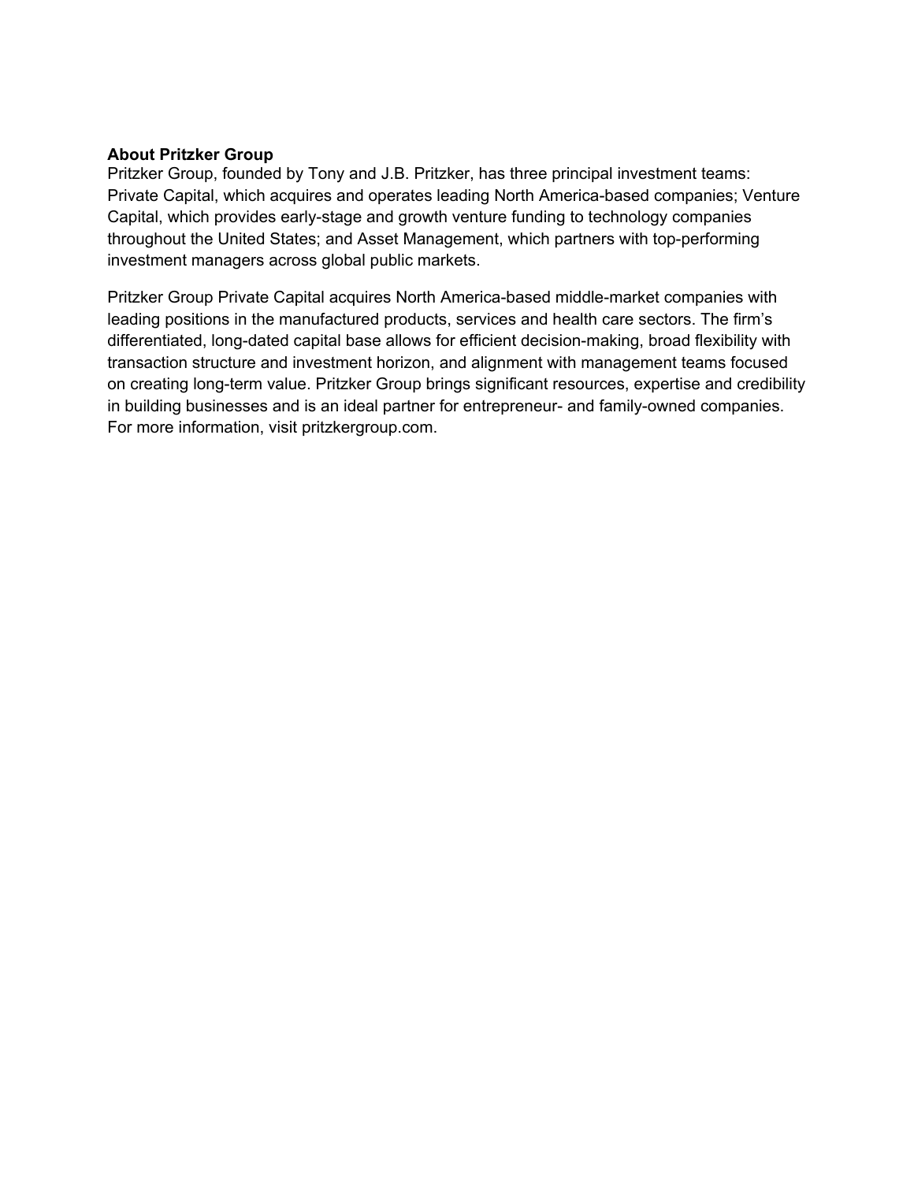**About Pritzker Group**

Pritzker Group, founded by Tony and J.B. Pritzker, has three principal investment teams: Private Capital, which acquires and operates leading North America-based companies; Venture Capital, which provides early-stage and growth venture funding to technology companies throughout the United States; and Asset Management, which partners with top-performing investment managers across global public markets.

Pritzker Group Private Capital acquires North America-based middle-market companies with leading positions in the manufactured products, services and health care sectors. The firm's differentiated, long-dated capital base allows for efficient decision-making, broad flexibility with transaction structure and investment horizon, and alignment with management teams focused on creating long-term value. Pritzker Group brings significant resources, expertise and credibility in building businesses and is an ideal partner for entrepreneur- and family-owned companies. For more information, visit pritzkergroup.com.